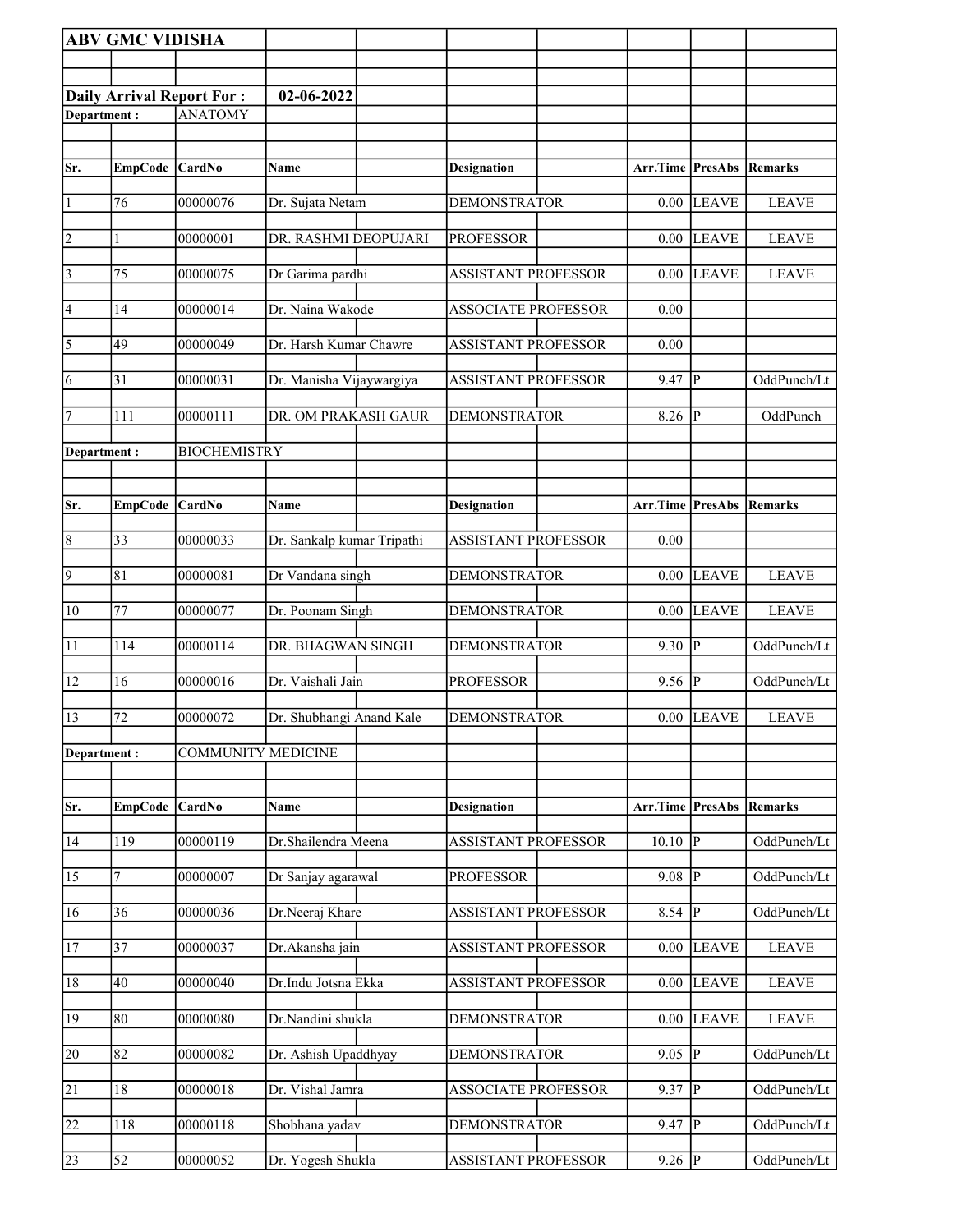**ABV GMC VIDISHA**

**Daily Arrival Report For : 02-06-2022**

**Department :** ANATOMY

| Sr. | EmpCode | CardNo | Name | Designation | Arr.Time | PresAbs | Remarks |
|---|---|---|---|---|---|---|---|
| 1 | 76 | 00000076 | Dr. Sujata Netam | DEMONSTRATOR | 0.00 | LEAVE | LEAVE |
| 2 | 1 | 00000001 | DR. RASHMI DEOPUJARI | PROFESSOR | 0.00 | LEAVE | LEAVE |
| 3 | 75 | 00000075 | Dr Garima pardhi | ASSISTANT PROFESSOR | 0.00 | LEAVE | LEAVE |
| 4 | 14 | 00000014 | Dr. Naina Wakode | ASSOCIATE PROFESSOR | 0.00 | | |
| 5 | 49 | 00000049 | Dr. Harsh Kumar Chawre | ASSISTANT PROFESSOR | 0.00 | | |
| 6 | 31 | 00000031 | Dr. Manisha Vijaywargiya | ASSISTANT PROFESSOR | 9.47 | P | OddPunch/Lt |
| 7 | 111 | 00000111 | DR. OM PRAKASH GAUR | DEMONSTRATOR | 8.26 | P | OddPunch |

**Department :** BIOCHEMISTRY

| Sr. | EmpCode | CardNo | Name | Designation | Arr.Time | PresAbs | Remarks |
|---|---|---|---|---|---|---|---|
| 8 | 33 | 00000033 | Dr. Sankalp kumar Tripathi | ASSISTANT PROFESSOR | 0.00 | | |
| 9 | 81 | 00000081 | Dr Vandana singh | DEMONSTRATOR | 0.00 | LEAVE | LEAVE |
| 10 | 77 | 00000077 | Dr. Poonam Singh | DEMONSTRATOR | 0.00 | LEAVE | LEAVE |
| 11 | 114 | 00000114 | DR. BHAGWAN SINGH | DEMONSTRATOR | 9.30 | P | OddPunch/Lt |
| 12 | 16 | 00000016 | Dr. Vaishali Jain | PROFESSOR | 9.56 | P | OddPunch/Lt |
| 13 | 72 | 00000072 | Dr. Shubhangi Anand Kale | DEMONSTRATOR | 0.00 | LEAVE | LEAVE |

**Department :** COMMUNITY MEDICINE

| Sr. | EmpCode | CardNo | Name | Designation | Arr.Time | PresAbs | Remarks |
|---|---|---|---|---|---|---|---|
| 14 | 119 | 00000119 | Dr.Shailendra Meena | ASSISTANT PROFESSOR | 10.10 | P | OddPunch/Lt |
| 15 | 7 | 00000007 | Dr Sanjay agarawal | PROFESSOR | 9.08 | P | OddPunch/Lt |
| 16 | 36 | 00000036 | Dr.Neeraj Khare | ASSISTANT PROFESSOR | 8.54 | P | OddPunch/Lt |
| 17 | 37 | 00000037 | Dr.Akansha jain | ASSISTANT PROFESSOR | 0.00 | LEAVE | LEAVE |
| 18 | 40 | 00000040 | Dr.Indu Jotsna Ekka | ASSISTANT PROFESSOR | 0.00 | LEAVE | LEAVE |
| 19 | 80 | 00000080 | Dr.Nandini shukla | DEMONSTRATOR | 0.00 | LEAVE | LEAVE |
| 20 | 82 | 00000082 | Dr. Ashish Upaddhyay | DEMONSTRATOR | 9.05 | P | OddPunch/Lt |
| 21 | 18 | 00000018 | Dr. Vishal Jamra | ASSOCIATE PROFESSOR | 9.37 | P | OddPunch/Lt |
| 22 | 118 | 00000118 | Shobhana yadav | DEMONSTRATOR | 9.47 | P | OddPunch/Lt |
| 23 | 52 | 00000052 | Dr. Yogesh Shukla | ASSISTANT PROFESSOR | 9.26 | P | OddPunch/Lt |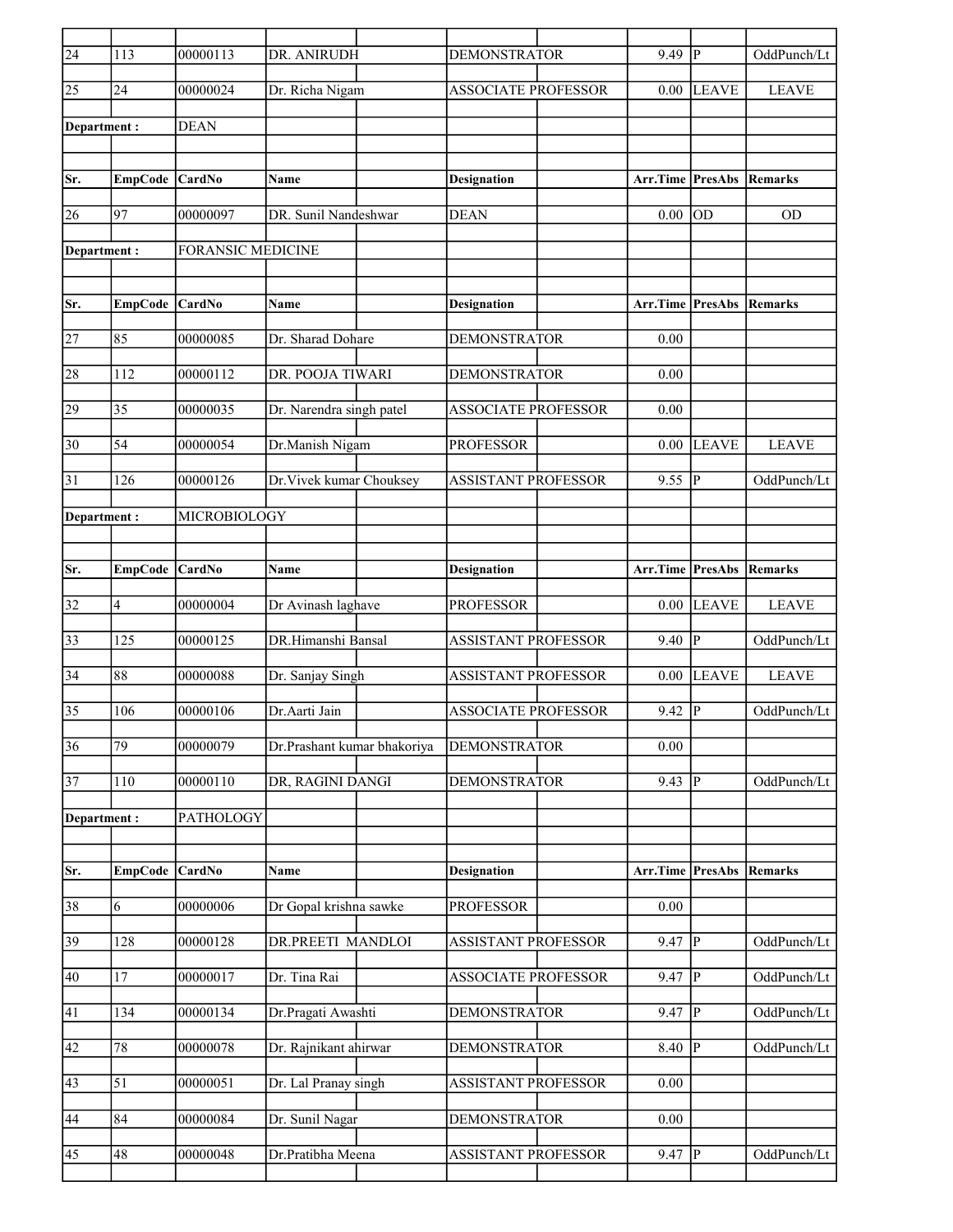| Sr. | EmpCode | CardNo | Name | Designation | Arr.Time | PresAbs | Remarks |
|---|---|---|---|---|---|---|---|
| 24 | 113 | 00000113 | DR. ANIRUDH | DEMONSTRATOR | 9.49 | P | OddPunch/Lt |
| 25 | 24 | 00000024 | Dr. Richa Nigam | ASSOCIATE PROFESSOR | 0.00 | LEAVE | LEAVE |

**Department :** DEAN

| Sr. | EmpCode | CardNo | Name | Designation | Arr.Time | PresAbs | Remarks |
|---|---|---|---|---|---|---|---|
| 26 | 97 | 00000097 | DR. Sunil Nandeshwar | DEAN | 0.00 | OD | OD |

**Department :** FORANSIC MEDICINE

| Sr. | EmpCode | CardNo | Name | Designation | Arr.Time | PresAbs | Remarks |
|---|---|---|---|---|---|---|---|
| 27 | 85 | 00000085 | Dr. Sharad Dohare | DEMONSTRATOR | 0.00 | | |
| 28 | 112 | 00000112 | DR. POOJA TIWARI | DEMONSTRATOR | 0.00 | | |
| 29 | 35 | 00000035 | Dr. Narendra singh patel | ASSOCIATE PROFESSOR | 0.00 | | |
| 30 | 54 | 00000054 | Dr.Manish Nigam | PROFESSOR | 0.00 | LEAVE | LEAVE |
| 31 | 126 | 00000126 | Dr.Vivek kumar Chouksey | ASSISTANT PROFESSOR | 9.55 | P | OddPunch/Lt |

**Department :** MICROBIOLOGY

| Sr. | EmpCode | CardNo | Name | Designation | Arr.Time | PresAbs | Remarks |
|---|---|---|---|---|---|---|---|
| 32 | 4 | 00000004 | Dr Avinash laghave | PROFESSOR | 0.00 | LEAVE | LEAVE |
| 33 | 125 | 00000125 | DR.Himanshi Bansal | ASSISTANT PROFESSOR | 9.40 | P | OddPunch/Lt |
| 34 | 88 | 00000088 | Dr. Sanjay Singh | ASSISTANT PROFESSOR | 0.00 | LEAVE | LEAVE |
| 35 | 106 | 00000106 | Dr.Aarti Jain | ASSOCIATE PROFESSOR | 9.42 | P | OddPunch/Lt |
| 36 | 79 | 00000079 | Dr.Prashant kumar bhakoriya | DEMONSTRATOR | 0.00 | | |
| 37 | 110 | 00000110 | DR, RAGINI DANGI | DEMONSTRATOR | 9.43 | P | OddPunch/Lt |

**Department :** PATHOLOGY

| Sr. | EmpCode | CardNo | Name | Designation | Arr.Time | PresAbs | Remarks |
|---|---|---|---|---|---|---|---|
| 38 | 6 | 00000006 | Dr Gopal krishna sawke | PROFESSOR | 0.00 | | |
| 39 | 128 | 00000128 | DR.PREETI MANDLOI | ASSISTANT PROFESSOR | 9.47 | P | OddPunch/Lt |
| 40 | 17 | 00000017 | Dr. Tina Rai | ASSOCIATE PROFESSOR | 9.47 | P | OddPunch/Lt |
| 41 | 134 | 00000134 | Dr.Pragati Awashti | DEMONSTRATOR | 9.47 | P | OddPunch/Lt |
| 42 | 78 | 00000078 | Dr. Rajnikant ahirwar | DEMONSTRATOR | 8.40 | P | OddPunch/Lt |
| 43 | 51 | 00000051 | Dr. Lal Pranay singh | ASSISTANT PROFESSOR | 0.00 | | |
| 44 | 84 | 00000084 | Dr. Sunil Nagar | DEMONSTRATOR | 0.00 | | |
| 45 | 48 | 00000048 | Dr.Pratibha Meena | ASSISTANT PROFESSOR | 9.47 | P | OddPunch/Lt |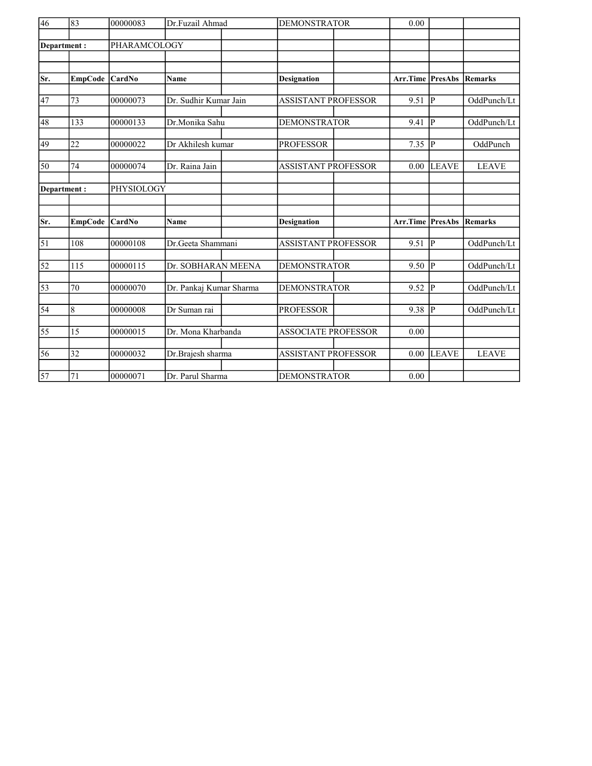| Sr. | EmpCode | CardNo | Name | Designation | Arr.Time | PresAbs | Remarks |
|---|---|---|---|---|---|---|---|
| 46 | 83 | 00000083 | Dr.Fuzail Ahmad | DEMONSTRATOR | 0.00 | | |
| **Department :** | | PHARAMCOLOGY | | | | | |
| **Sr.** | **EmpCode** | **CardNo** | **Name** | **Designation** | **Arr.Time** | **PresAbs** | **Remarks** |
| 47 | 73 | 00000073 | Dr. Sudhir Kumar Jain | ASSISTANT PROFESSOR | 9.51 | P | OddPunch/Lt |
| 48 | 133 | 00000133 | Dr.Monika Sahu | DEMONSTRATOR | 9.41 | P | OddPunch/Lt |
| 49 | 22 | 00000022 | Dr Akhilesh kumar | PROFESSOR | 7.35 | P | OddPunch |
| 50 | 74 | 00000074 | Dr. Raina Jain | ASSISTANT PROFESSOR | 0.00 | LEAVE | LEAVE |
| **Department :** | | PHYSIOLOGY | | | | | |
| **Sr.** | **EmpCode** | **CardNo** | **Name** | **Designation** | **Arr.Time** | **PresAbs** | **Remarks** |
| 51 | 108 | 00000108 | Dr.Geeta Shammani | ASSISTANT PROFESSOR | 9.51 | P | OddPunch/Lt |
| 52 | 115 | 00000115 | Dr. SOBHARAN MEENA | DEMONSTRATOR | 9.50 | P | OddPunch/Lt |
| 53 | 70 | 00000070 | Dr. Pankaj Kumar Sharma | DEMONSTRATOR | 9.52 | P | OddPunch/Lt |
| 54 | 8 | 00000008 | Dr Suman rai | PROFESSOR | 9.38 | P | OddPunch/Lt |
| 55 | 15 | 00000015 | Dr. Mona Kharbanda | ASSOCIATE PROFESSOR | 0.00 | | |
| 56 | 32 | 00000032 | Dr.Brajesh sharma | ASSISTANT PROFESSOR | 0.00 | LEAVE | LEAVE |
| 57 | 71 | 00000071 | Dr. Parul Sharma | DEMONSTRATOR | 0.00 | | |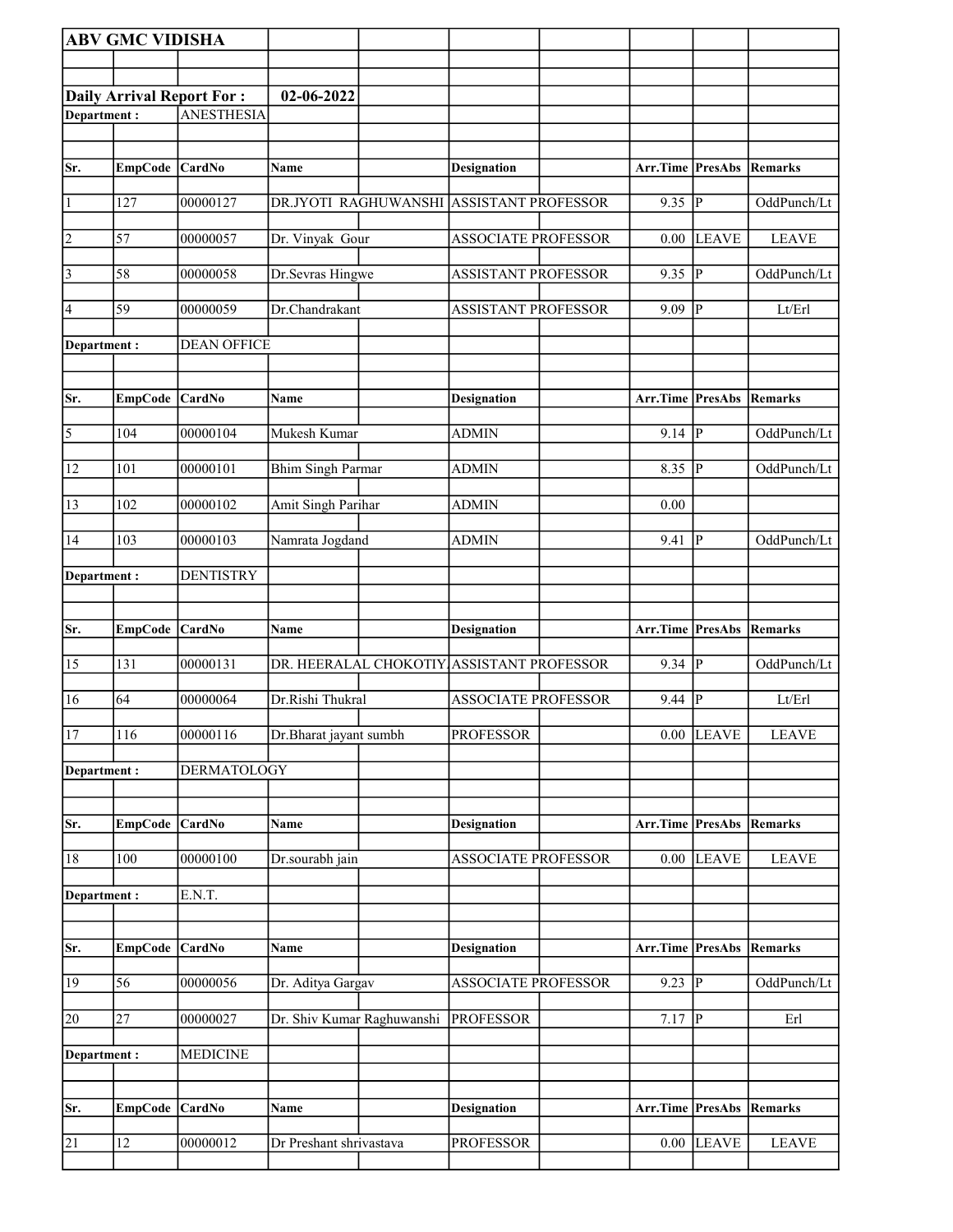**ABV GMC VIDISHA**

**Daily Arrival Report For :** **02-06-2022**

**Department :** ANESTHESIA

| Sr. | EmpCode | CardNo | Name | Designation | Arr.Time | PresAbs | Remarks |
|---|---|---|---|---|---|---|---|
| 1 | 127 | 00000127 | DR.JYOTI RAGHUWANSHI | ASSISTANT PROFESSOR | 9.35 | P | OddPunch/Lt |
| 2 | 57 | 00000057 | Dr. Vinyak Gour | ASSOCIATE PROFESSOR | 0.00 | LEAVE | LEAVE |
| 3 | 58 | 00000058 | Dr.Sevras Hingwe | ASSISTANT PROFESSOR | 9.35 | P | OddPunch/Lt |
| 4 | 59 | 00000059 | Dr.Chandrakant | ASSISTANT PROFESSOR | 9.09 | P | Lt/Erl |

**Department :** DEAN OFFICE

| Sr. | EmpCode | CardNo | Name | Designation | Arr.Time | PresAbs | Remarks |
|---|---|---|---|---|---|---|---|
| 5 | 104 | 00000104 | Mukesh Kumar | ADMIN | 9.14 | P | OddPunch/Lt |
| 12 | 101 | 00000101 | Bhim Singh Parmar | ADMIN | 8.35 | P | OddPunch/Lt |
| 13 | 102 | 00000102 | Amit Singh Parihar | ADMIN | 0.00 | | |
| 14 | 103 | 00000103 | Namrata Jogdand | ADMIN | 9.41 | P | OddPunch/Lt |

**Department :** DENTISTRY

| Sr. | EmpCode | CardNo | Name | Designation | Arr.Time | PresAbs | Remarks |
|---|---|---|---|---|---|---|---|
| 15 | 131 | 00000131 | DR. HEERALAL CHOKOTIY | ASSISTANT PROFESSOR | 9.34 | P | OddPunch/Lt |
| 16 | 64 | 00000064 | Dr.Rishi Thukral | ASSOCIATE PROFESSOR | 9.44 | P | Lt/Erl |
| 17 | 116 | 00000116 | Dr.Bharat jayant sumbh | PROFESSOR | 0.00 | LEAVE | LEAVE |

**Department :** DERMATOLOGY

| Sr. | EmpCode | CardNo | Name | Designation | Arr.Time | PresAbs | Remarks |
|---|---|---|---|---|---|---|---|
| 18 | 100 | 00000100 | Dr.sourabh jain | ASSOCIATE PROFESSOR | 0.00 | LEAVE | LEAVE |

**Department :** E.N.T.

| Sr. | EmpCode | CardNo | Name | Designation | Arr.Time | PresAbs | Remarks |
|---|---|---|---|---|---|---|---|
| 19 | 56 | 00000056 | Dr. Aditya Gargav | ASSOCIATE PROFESSOR | 9.23 | P | OddPunch/Lt |
| 20 | 27 | 00000027 | Dr. Shiv Kumar Raghuwanshi | PROFESSOR | 7.17 | P | Erl |

**Department :** MEDICINE

| Sr. | EmpCode | CardNo | Name | Designation | Arr.Time | PresAbs | Remarks |
|---|---|---|---|---|---|---|---|
| 21 | 12 | 00000012 | Dr Preshant shrivastava | PROFESSOR | 0.00 | LEAVE | LEAVE |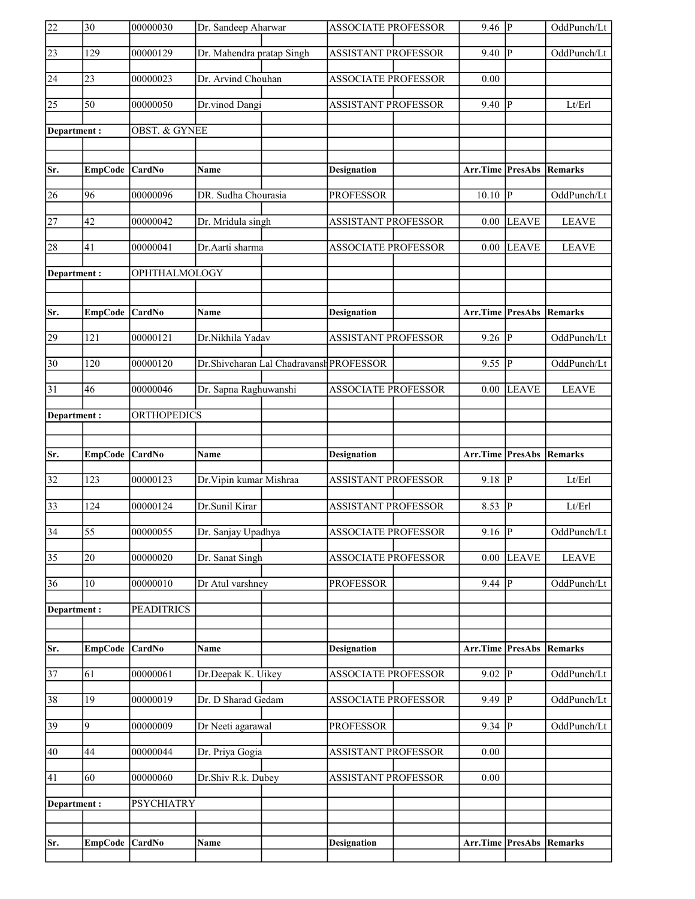| Sr. | EmpCode | CardNo | Name | Designation | Arr.Time | PresAbs | Remarks |
|---|---|---|---|---|---|---|---|
| 22 | 30 | 00000030 | Dr. Sandeep Aharwar | ASSOCIATE PROFESSOR | 9.46 | P | OddPunch/Lt |
| 23 | 129 | 00000129 | Dr. Mahendra pratap Singh | ASSISTANT PROFESSOR | 9.40 | P | OddPunch/Lt |
| 24 | 23 | 00000023 | Dr. Arvind Chouhan | ASSOCIATE PROFESSOR | 0.00 | | |
| 25 | 50 | 00000050 | Dr.vinod Dangi | ASSISTANT PROFESSOR | 9.40 | P | Lt/Erl |

| Department : | | OBST. & GYNEE | | | | | |
|---|---|---|---|---|---|---|---|
| **Sr.** | **EmpCode** | **CardNo** | **Name** | **Designation** | **Arr.Time** | **PresAbs** | **Remarks** |
| 26 | 96 | 00000096 | DR. Sudha Chourasia | PROFESSOR | 10.10 | P | OddPunch/Lt |
| 27 | 42 | 00000042 | Dr. Mridula singh | ASSISTANT PROFESSOR | 0.00 | LEAVE | LEAVE |
| 28 | 41 | 00000041 | Dr.Aarti sharma | ASSOCIATE PROFESSOR | 0.00 | LEAVE | LEAVE |

| Department : | | OPHTHALMOLOGY | | | | | |
|---|---|---|---|---|---|---|---|
| **Sr.** | **EmpCode** | **CardNo** | **Name** | **Designation** | **Arr.Time** | **PresAbs** | **Remarks** |
| 29 | 121 | 00000121 | Dr.Nikhila Yadav | ASSISTANT PROFESSOR | 9.26 | P | OddPunch/Lt |
| 30 | 120 | 00000120 | Dr.Shivcharan Lal Chadravansh | PROFESSOR | 9.55 | P | OddPunch/Lt |
| 31 | 46 | 00000046 | Dr. Sapna Raghuwanshi | ASSOCIATE PROFESSOR | 0.00 | LEAVE | LEAVE |

| Department : | | ORTHOPEDICS | | | | | |
|---|---|---|---|---|---|---|---|
| **Sr.** | **EmpCode** | **CardNo** | **Name** | **Designation** | **Arr.Time** | **PresAbs** | **Remarks** |
| 32 | 123 | 00000123 | Dr.Vipin kumar Mishraa | ASSISTANT PROFESSOR | 9.18 | P | Lt/Erl |
| 33 | 124 | 00000124 | Dr.Sunil Kirar | ASSISTANT PROFESSOR | 8.53 | P | Lt/Erl |
| 34 | 55 | 00000055 | Dr. Sanjay Upadhya | ASSOCIATE PROFESSOR | 9.16 | P | OddPunch/Lt |
| 35 | 20 | 00000020 | Dr. Sanat Singh | ASSOCIATE PROFESSOR | 0.00 | LEAVE | LEAVE |
| 36 | 10 | 00000010 | Dr Atul varshney | PROFESSOR | 9.44 | P | OddPunch/Lt |

| Department : | | PEADITRICS | | | | | |
|---|---|---|---|---|---|---|---|
| **Sr.** | **EmpCode** | **CardNo** | **Name** | **Designation** | **Arr.Time** | **PresAbs** | **Remarks** |
| 37 | 61 | 00000061 | Dr.Deepak K. Uikey | ASSOCIATE PROFESSOR | 9.02 | P | OddPunch/Lt |
| 38 | 19 | 00000019 | Dr. D Sharad Gedam | ASSOCIATE PROFESSOR | 9.49 | P | OddPunch/Lt |
| 39 | 9 | 00000009 | Dr Neeti agarawal | PROFESSOR | 9.34 | P | OddPunch/Lt |
| 40 | 44 | 00000044 | Dr. Priya Gogia | ASSISTANT PROFESSOR | 0.00 | | |
| 41 | 60 | 00000060 | Dr.Shiv R.k. Dubey | ASSISTANT PROFESSOR | 0.00 | | |

| Department : | | PSYCHIATRY | | | | | |
|---|---|---|---|---|---|---|---|
| **Sr.** | **EmpCode** | **CardNo** | **Name** | **Designation** | **Arr.Time** | **PresAbs** | **Remarks** |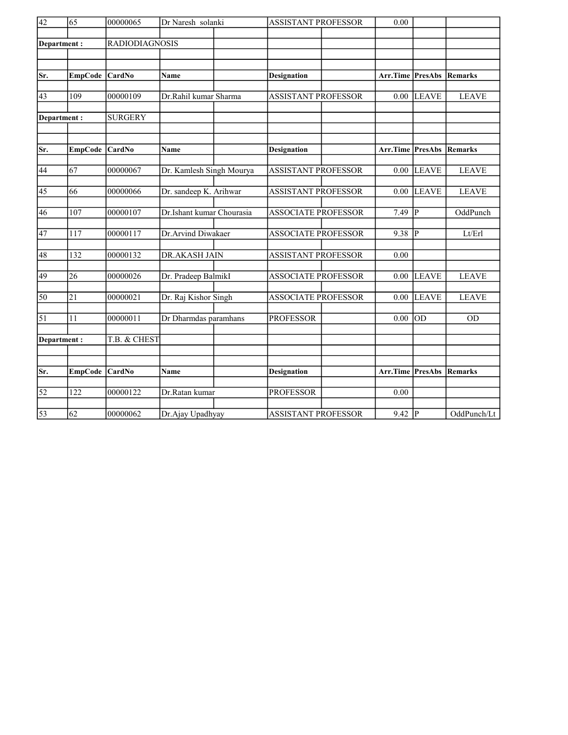| Sr. | EmpCode | CardNo | Name | Designation | Arr.Time | PresAbs | Remarks |
|---|---|---|---|---|---|---|---|
| 42 | 65 | 00000065 | Dr Naresh solanki | ASSISTANT PROFESSOR | 0.00 | | |
| **Department :** | | RADIODIAGNOSIS | | | | | |
| **Sr.** | **EmpCode** | **CardNo** | **Name** | **Designation** | **Arr.Time** | **PresAbs** | **Remarks** |
| 43 | 109 | 00000109 | Dr.Rahil kumar Sharma | ASSISTANT PROFESSOR | 0.00 | LEAVE | LEAVE |
| **Department :** | | SURGERY | | | | | |
| **Sr.** | **EmpCode** | **CardNo** | **Name** | **Designation** | **Arr.Time** | **PresAbs** | **Remarks** |
| 44 | 67 | 00000067 | Dr. Kamlesh Singh Mourya | ASSISTANT PROFESSOR | 0.00 | LEAVE | LEAVE |
| 45 | 66 | 00000066 | Dr. sandeep K. Arihwar | ASSISTANT PROFESSOR | 0.00 | LEAVE | LEAVE |
| 46 | 107 | 00000107 | Dr.Ishant kumar Chourasia | ASSOCIATE PROFESSOR | 7.49 | P | OddPunch |
| 47 | 117 | 00000117 | Dr.Arvind Diwakaer | ASSOCIATE PROFESSOR | 9.38 | P | Lt/Erl |
| 48 | 132 | 00000132 | DR.AKASH JAIN | ASSISTANT PROFESSOR | 0.00 | | |
| 49 | 26 | 00000026 | Dr. Pradeep BalmikI | ASSOCIATE PROFESSOR | 0.00 | LEAVE | LEAVE |
| 50 | 21 | 00000021 | Dr. Raj Kishor Singh | ASSOCIATE PROFESSOR | 0.00 | LEAVE | LEAVE |
| 51 | 11 | 00000011 | Dr Dharmdas paramhans | PROFESSOR | 0.00 | OD | OD |
| **Department :** | | T.B. & CHEST | | | | | |
| **Sr.** | **EmpCode** | **CardNo** | **Name** | **Designation** | **Arr.Time** | **PresAbs** | **Remarks** |
| 52 | 122 | 00000122 | Dr.Ratan kumar | PROFESSOR | 0.00 | | |
| 53 | 62 | 00000062 | Dr.Ajay Upadhyay | ASSISTANT PROFESSOR | 9.42 | P | OddPunch/Lt |